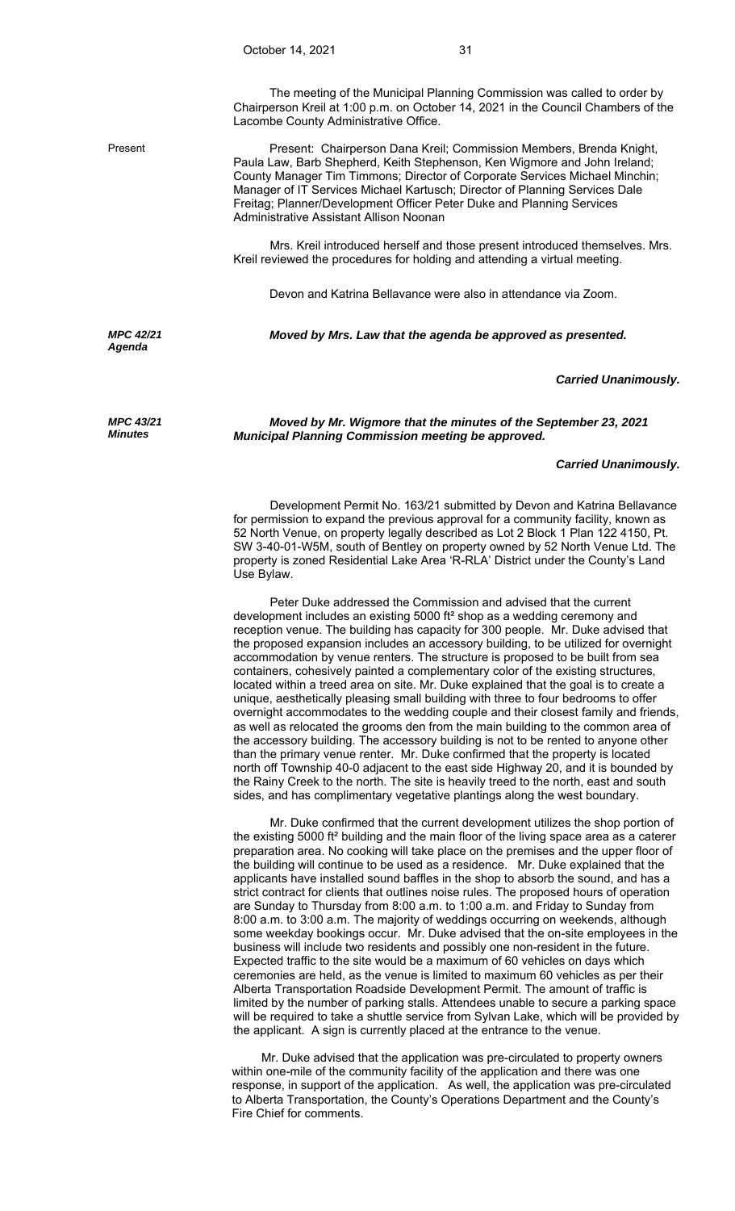The meeting of the Municipal Planning Commission was called to order by Chairperson Kreil at 1:00 p.m. on October 14, 2021 in the Council Chambers of the Lacombe County Administrative Office.

Present

Present: Chairperson Dana Kreil; Commission Members, Brenda Knight, Paula Law, Barb Shepherd, Keith Stephenson, Ken Wigmore and John Ireland; County Manager Tim Timmons; Director of Corporate Services Michael Minchin; Manager of IT Services Michael Kartusch; Director of Planning Services Dale Freitag; Planner/Development Officer Peter Duke and Planning Services Administrative Assistant Allison Noonan

Mrs. Kreil introduced herself and those present introduced themselves. Mrs. Kreil reviewed the procedures for holding and attending a virtual meeting.

Devon and Katrina Bellavance were also in attendance via Zoom.

***MPC 42/21***
***Agenda***

***Moved by Mrs. Law that the agenda be approved as presented.***

***Carried Unanimously.***

***MPC 43/21***
***Minutes***

***Moved by Mr. Wigmore that the minutes of the September 23, 2021 Municipal Planning Commission meeting be approved.***

***Carried Unanimously.***

Development Permit No. 163/21 submitted by Devon and Katrina Bellavance for permission to expand the previous approval for a community facility, known as 52 North Venue, on property legally described as Lot 2 Block 1 Plan 122 4150, Pt. SW 3-40-01-W5M, south of Bentley on property owned by 52 North Venue Ltd. The property is zoned Residential Lake Area 'R-RLA' District under the County's Land Use Bylaw.

Peter Duke addressed the Commission and advised that the current development includes an existing 5000 ft² shop as a wedding ceremony and reception venue. The building has capacity for 300 people. Mr. Duke advised that the proposed expansion includes an accessory building, to be utilized for overnight accommodation by venue renters. The structure is proposed to be built from sea containers, cohesively painted a complementary color of the existing structures, located within a treed area on site. Mr. Duke explained that the goal is to create a unique, aesthetically pleasing small building with three to four bedrooms to offer overnight accommodates to the wedding couple and their closest family and friends, as well as relocated the grooms den from the main building to the common area of the accessory building. The accessory building is not to be rented to anyone other than the primary venue renter. Mr. Duke confirmed that the property is located north off Township 40-0 adjacent to the east side Highway 20, and it is bounded by the Rainy Creek to the north. The site is heavily treed to the north, east and south sides, and has complimentary vegetative plantings along the west boundary.

Mr. Duke confirmed that the current development utilizes the shop portion of the existing 5000 ft² building and the main floor of the living space area as a caterer preparation area. No cooking will take place on the premises and the upper floor of the building will continue to be used as a residence. Mr. Duke explained that the applicants have installed sound baffles in the shop to absorb the sound, and has a strict contract for clients that outlines noise rules. The proposed hours of operation are Sunday to Thursday from 8:00 a.m. to 1:00 a.m. and Friday to Sunday from 8:00 a.m. to 3:00 a.m. The majority of weddings occurring on weekends, although some weekday bookings occur. Mr. Duke advised that the on-site employees in the business will include two residents and possibly one non-resident in the future. Expected traffic to the site would be a maximum of 60 vehicles on days which ceremonies are held, as the venue is limited to maximum 60 vehicles as per their Alberta Transportation Roadside Development Permit. The amount of traffic is limited by the number of parking stalls. Attendees unable to secure a parking space will be required to take a shuttle service from Sylvan Lake, which will be provided by the applicant. A sign is currently placed at the entrance to the venue.

Mr. Duke advised that the application was pre-circulated to property owners within one-mile of the community facility of the application and there was one response, in support of the application. As well, the application was pre-circulated to Alberta Transportation, the County's Operations Department and the County's Fire Chief for comments.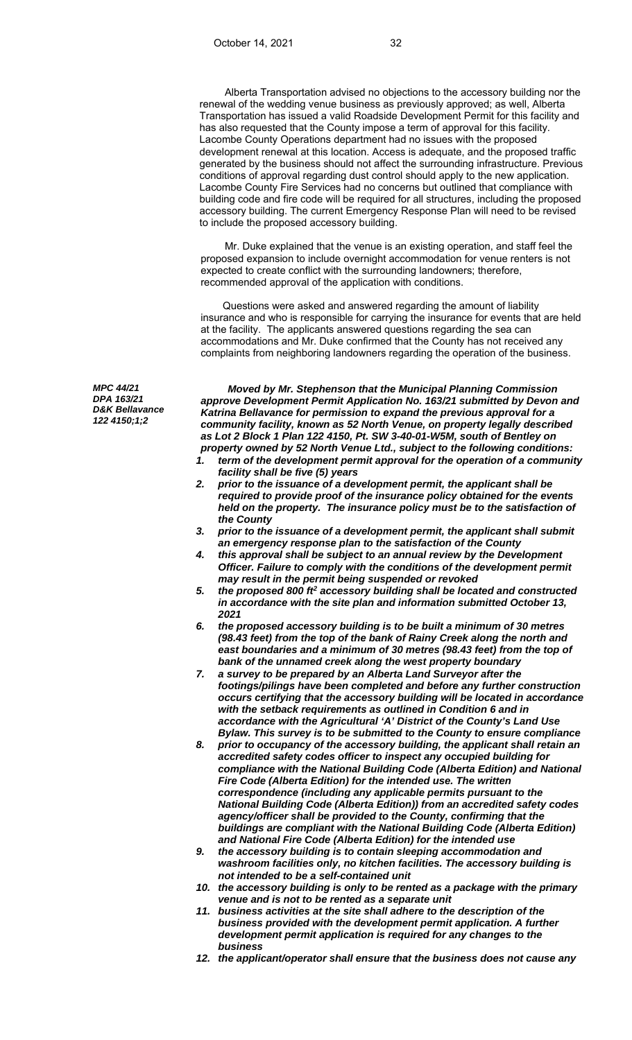Alberta Transportation advised no objections to the accessory building nor the renewal of the wedding venue business as previously approved; as well, Alberta Transportation has issued a valid Roadside Development Permit for this facility and has also requested that the County impose a term of approval for this facility. Lacombe County Operations department had no issues with the proposed development renewal at this location. Access is adequate, and the proposed traffic generated by the business should not affect the surrounding infrastructure. Previous conditions of approval regarding dust control should apply to the new application. Lacombe County Fire Services had no concerns but outlined that compliance with building code and fire code will be required for all structures, including the proposed accessory building. The current Emergency Response Plan will need to be revised to include the proposed accessory building.

Mr. Duke explained that the venue is an existing operation, and staff feel the proposed expansion to include overnight accommodation for venue renters is not expected to create conflict with the surrounding landowners; therefore, recommended approval of the application with conditions.

Questions were asked and answered regarding the amount of liability insurance and who is responsible for carrying the insurance for events that are held at the facility. The applicants answered questions regarding the sea can accommodations and Mr. Duke confirmed that the County has not received any complaints from neighboring landowners regarding the operation of the business.

***MPC 44/21***
***DPA 163/21***
***D&K Bellavance***
***122 4150;1;2***

***Moved by Mr. Stephenson that the Municipal Planning Commission approve Development Permit Application No. 163/21 submitted by Devon and Katrina Bellavance for permission to expand the previous approval for a community facility, known as 52 North Venue, on property legally described as Lot 2 Block 1 Plan 122 4150, Pt. SW 3-40-01-W5M, south of Bentley on property owned by 52 North Venue Ltd., subject to the following conditions:***

1. ***term of the development permit approval for the operation of a community facility shall be five (5) years***
2. ***prior to the issuance of a development permit, the applicant shall be required to provide proof of the insurance policy obtained for the events held on the property. The insurance policy must be to the satisfaction of the County***
3. ***prior to the issuance of a development permit, the applicant shall submit an emergency response plan to the satisfaction of the County***
4. ***this approval shall be subject to an annual review by the Development Officer. Failure to comply with the conditions of the development permit may result in the permit being suspended or revoked***
5. ***the proposed 800 ft$^2$ accessory building shall be located and constructed in accordance with the site plan and information submitted October 13, 2021***
6. ***the proposed accessory building is to be built a minimum of 30 metres (98.43 feet) from the top of the bank of Rainy Creek along the north and east boundaries and a minimum of 30 metres (98.43 feet) from the top of bank of the unnamed creek along the west property boundary***
7. ***a survey to be prepared by an Alberta Land Surveyor after the footings/pilings have been completed and before any further construction occurs certifying that the accessory building will be located in accordance with the setback requirements as outlined in Condition 6 and in accordance with the Agricultural 'A' District of the County's Land Use Bylaw. This survey is to be submitted to the County to ensure compliance***
8. ***prior to occupancy of the accessory building, the applicant shall retain an accredited safety codes officer to inspect any occupied building for compliance with the National Building Code (Alberta Edition) and National Fire Code (Alberta Edition) for the intended use. The written correspondence (including any applicable permits pursuant to the National Building Code (Alberta Edition)) from an accredited safety codes agency/officer shall be provided to the County, confirming that the buildings are compliant with the National Building Code (Alberta Edition) and National Fire Code (Alberta Edition) for the intended use***
9. ***the accessory building is to contain sleeping accommodation and washroom facilities only, no kitchen facilities. The accessory building is not intended to be a self-contained unit***
10. ***the accessory building is only to be rented as a package with the primary venue and is not to be rented as a separate unit***
11. ***business activities at the site shall adhere to the description of the business provided with the development permit application. A further development permit application is required for any changes to the business***
12. ***the applicant/operator shall ensure that the business does not cause any***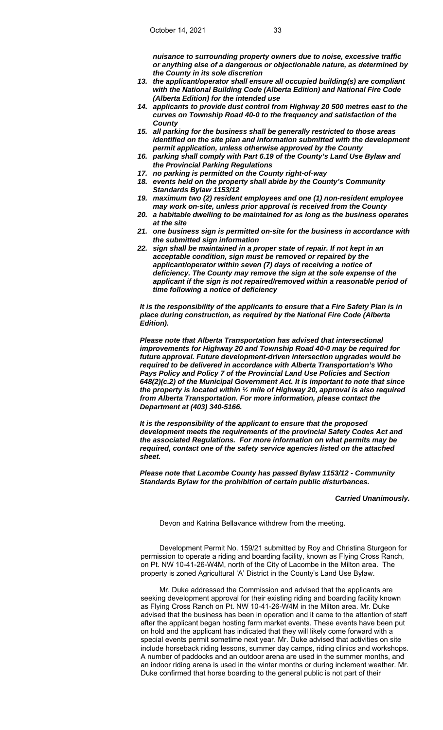***nuisance to surrounding property owners due to noise, excessive traffic or anything else of a dangerous or objectionable nature, as determined by the County in its sole discretion***

13. ***the applicant/operator shall ensure all occupied building(s) are compliant with the National Building Code (Alberta Edition) and National Fire Code (Alberta Edition) for the intended use***
14. ***applicants to provide dust control from Highway 20 500 metres east to the curves on Township Road 40-0 to the frequency and satisfaction of the County***
15. ***all parking for the business shall be generally restricted to those areas identified on the site plan and information submitted with the development permit application, unless otherwise approved by the County***
16. ***parking shall comply with Part 6.19 of the County's Land Use Bylaw and the Provincial Parking Regulations***
17. ***no parking is permitted on the County right-of-way***
18. ***events held on the property shall abide by the County's Community Standards Bylaw 1153/12***
19. ***maximum two (2) resident employees and one (1) non-resident employee may work on-site, unless prior approval is received from the County***
20. ***a habitable dwelling to be maintained for as long as the business operates at the site***
21. ***one business sign is permitted on-site for the business in accordance with the submitted sign information***
22. ***sign shall be maintained in a proper state of repair. If not kept in an acceptable condition, sign must be removed or repaired by the applicant/operator within seven (7) days of receiving a notice of deficiency. The County may remove the sign at the sole expense of the applicant if the sign is not repaired/removed within a reasonable period of time following a notice of deficiency***

***It is the responsibility of the applicants to ensure that a Fire Safety Plan is in place during construction, as required by the National Fire Code (Alberta Edition).***

***Please note that Alberta Transportation has advised that intersectional improvements for Highway 20 and Township Road 40-0 may be required for future approval. Future development-driven intersection upgrades would be required to be delivered in accordance with Alberta Transportation's Who Pays Policy and Policy 7 of the Provincial Land Use Policies and Section 648(2)(c.2) of the Municipal Government Act. It is important to note that since the property is located within ½ mile of Highway 20, approval is also required from Alberta Transportation. For more information, please contact the Department at (403) 340-5166.***

***It is the responsibility of the applicant to ensure that the proposed development meets the requirements of the provincial Safety Codes Act and the associated Regulations. For more information on what permits may be required, contact one of the safety service agencies listed on the attached sheet.***

***Please note that Lacombe County has passed Bylaw 1153/12 - Community Standards Bylaw for the prohibition of certain public disturbances.***

***Carried Unanimously.***

Devon and Katrina Bellavance withdrew from the meeting.

Development Permit No. 159/21 submitted by Roy and Christina Sturgeon for permission to operate a riding and boarding facility, known as Flying Cross Ranch, on Pt. NW 10-41-26-W4M, north of the City of Lacombe in the Milton area. The property is zoned Agricultural 'A' District in the County's Land Use Bylaw.

Mr. Duke addressed the Commission and advised that the applicants are seeking development approval for their existing riding and boarding facility known as Flying Cross Ranch on Pt. NW 10-41-26-W4M in the Milton area. Mr. Duke advised that the business has been in operation and it came to the attention of staff after the applicant began hosting farm market events. These events have been put on hold and the applicant has indicated that they will likely come forward with a special events permit sometime next year. Mr. Duke advised that activities on site include horseback riding lessons, summer day camps, riding clinics and workshops. A number of paddocks and an outdoor arena are used in the summer months, and an indoor riding arena is used in the winter months or during inclement weather. Mr. Duke confirmed that horse boarding to the general public is not part of their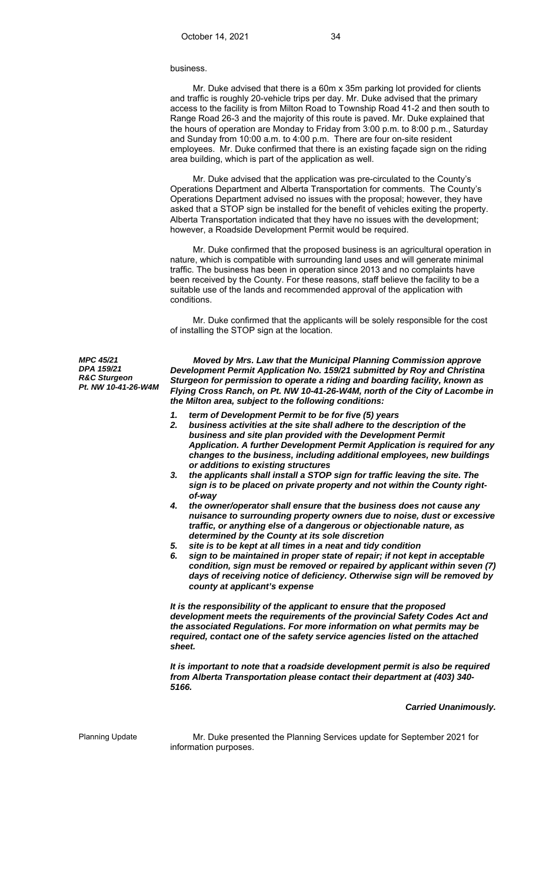business.

Mr. Duke advised that there is a 60m x 35m parking lot provided for clients and traffic is roughly 20-vehicle trips per day. Mr. Duke advised that the primary access to the facility is from Milton Road to Township Road 41-2 and then south to Range Road 26-3 and the majority of this route is paved. Mr. Duke explained that the hours of operation are Monday to Friday from 3:00 p.m. to 8:00 p.m., Saturday and Sunday from 10:00 a.m. to 4:00 p.m. There are four on-site resident employees. Mr. Duke confirmed that there is an existing façade sign on the riding area building, which is part of the application as well.

Mr. Duke advised that the application was pre-circulated to the County's Operations Department and Alberta Transportation for comments. The County's Operations Department advised no issues with the proposal; however, they have asked that a STOP sign be installed for the benefit of vehicles exiting the property. Alberta Transportation indicated that they have no issues with the development; however, a Roadside Development Permit would be required.

Mr. Duke confirmed that the proposed business is an agricultural operation in nature, which is compatible with surrounding land uses and will generate minimal traffic. The business has been in operation since 2013 and no complaints have been received by the County. For these reasons, staff believe the facility to be a suitable use of the lands and recommended approval of the application with conditions.

Mr. Duke confirmed that the applicants will be solely responsible for the cost of installing the STOP sign at the location.

***MPC 45/21***
***DPA 159/21***
***R&C Sturgeon***
***Pt. NW 10-41-26-W4M***

***Moved by Mrs. Law that the Municipal Planning Commission approve Development Permit Application No. 159/21 submitted by Roy and Christina Sturgeon for permission to operate a riding and boarding facility, known as Flying Cross Ranch, on Pt. NW 10-41-26-W4M, north of the City of Lacombe in the Milton area, subject to the following conditions:***

1. ***term of Development Permit to be for five (5) years***
2. ***business activities at the site shall adhere to the description of the business and site plan provided with the Development Permit Application. A further Development Permit Application is required for any changes to the business, including additional employees, new buildings or additions to existing structures***
3. ***the applicants shall install a STOP sign for traffic leaving the site. The sign is to be placed on private property and not within the County right-of-way***
4. ***the owner/operator shall ensure that the business does not cause any nuisance to surrounding property owners due to noise, dust or excessive traffic, or anything else of a dangerous or objectionable nature, as determined by the County at its sole discretion***
5. ***site is to be kept at all times in a neat and tidy condition***
6. ***sign to be maintained in proper state of repair; if not kept in acceptable condition, sign must be removed or repaired by applicant within seven (7) days of receiving notice of deficiency. Otherwise sign will be removed by county at applicant's expense***

***It is the responsibility of the applicant to ensure that the proposed development meets the requirements of the provincial Safety Codes Act and the associated Regulations. For more information on what permits may be required, contact one of the safety service agencies listed on the attached sheet.***

***It is important to note that a roadside development permit is also be required from Alberta Transportation please contact their department at (403) 340-5166.***

***Carried Unanimously.***

Planning Update

Mr. Duke presented the Planning Services update for September 2021 for information purposes.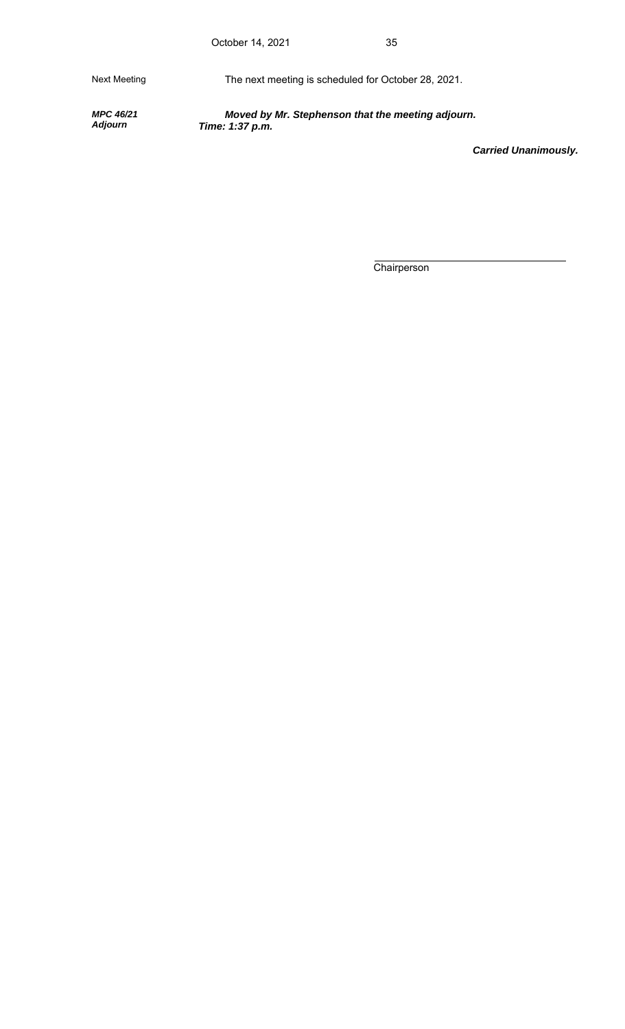Next Meeting

The next meeting is scheduled for October 28, 2021.

***MPC 46/21***
***Adjourn***

***Moved by Mr. Stephenson that the meeting adjourn.***
***Time: 1:37 p.m.***

***Carried Unanimously.***

\_\_\_\_\_\_\_\_\_\_\_\_\_\_\_\_\_\_\_\_\_\_\_\_\_\_\_\_\_\_\_\_\_\_

Chairperson